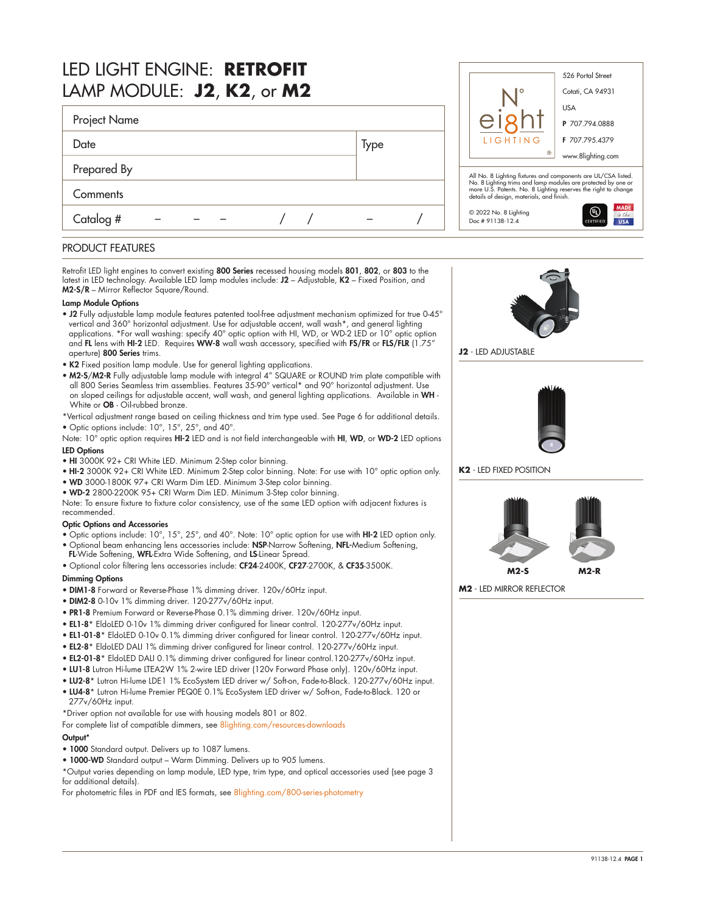# LED LIGHT ENGINE: **RETROFIT**
# LAMP MODULE: **J2**, **K2**, or **M2**

| Project Name | |
|---|---|
| Date | Type |
| Prepared By | |
| Comments | |
| Catalog # – – – / / – / | |

N° eight LIGHTING

526 Portal Street
Cotati, CA 94931
USA
**P** 707.794.0888
**F** 707.795.4379
www.8lighting.com

All No. 8 Lighting fixtures and components are UL/CSA listed. No. 8 Lighting trims and lamp modules are protected by one or more U.S. Patents. No. 8 Lighting reserves the right to change details of design, materials, and finish.

© 2022 No. 8 Lighting
Doc # 91138-12.4

## PRODUCT FEATURES

Retrofit LED light engines to convert existing **800 Series** recessed housing models **801**, **802**, or **803** to the latest in LED technology. Available LED lamp modules include: **J2** – Adjustable, **K2** – Fixed Position, and **M2-S/R** – Mirror Reflector Square/Round.

### Lamp Module Options

- **J2** Fully adjustable lamp module features patented tool-free adjustment mechanism optimized for true 0-45° vertical and 360° horizontal adjustment. Use for adjustable accent, wall wash*, and general lighting applications. *For wall washing: specify 40° optic option with HI, WD, or WD-2 LED or 10° optic option and **FL** lens with **HI-2** LED. Requires **WW-8** wall wash accessory, specified with **FS/FR** or **FLS/FLR** (1.75" aperture) **800 Series** trims.
- **K2** Fixed position lamp module. Use for general lighting applications.
- **M2-S/M2-R** Fully adjustable lamp module with integral 4" SQUARE or ROUND trim plate compatible with all 800 Series Seamless trim assemblies. Features 35-90° vertical* and 90° horizontal adjustment. Use on sloped ceilings for adjustable accent, wall wash, and general lighting applications. Available in **WH** - White or **OB** - Oil-rubbed bronze.

*Vertical adjustment range based on ceiling thickness and trim type used. See Page 6 for additional details.

- Optic options include: 10°, 15°, 25°, and 40°.

Note: 10° optic option requires **HI-2** LED and is not field interchangeable with **HI**, **WD**, or **WD-2** LED options

### LED Options

- **HI** 3000K 92+ CRI White LED. Minimum 2-Step color binning.
- **HI-2** 3000K 92+ CRI White LED. Minimum 2-Step color binning. Note: For use with 10° optic option only.
- **WD** 3000-1800K 97+ CRI Warm Dim LED. Minimum 3-Step color binning.
- **WD-2** 2800-2200K 95+ CRI Warm Dim LED. Minimum 3-Step color binning.

Note: To ensure fixture to fixture color consistency, use of the same LED option with adjacent fixtures is recommended.

### Optic Options and Accessories

- Optic options include: 10°, 15°, 25°, and 40°. Note: 10° optic option for use with **HI-2** LED option only.
- Optional beam enhancing lens accessories include: **NSP**-Narrow Softening, **NFL**-Medium Softening, **FL**-Wide Softening, **WFL**-Extra Wide Softening, and **LS**-Linear Spread.
- Optional color filtering lens accessories include: **CF24**-2400K, **CF27**-2700K, & **CF35**-3500K.

### Dimming Options

- **DIM1-8** Forward or Reverse-Phase 1% dimming driver. 120v/60Hz input.
- **DIM2-8** 0-10v 1% dimming driver. 120-277v/60Hz input.
- **PR1-8** Premium Forward or Reverse-Phase 0.1% dimming driver. 120v/60Hz input.
- **EL1-8*** EldoLED 0-10v 1% dimming driver configured for linear control. 120-277v/60Hz input.
- **EL1-01-8*** EldoLED 0-10v 0.1% dimming driver configured for linear control. 120-277v/60Hz input.
- **EL2-8*** EldoLED DALI 1% dimming driver configured for linear control. 120-277v/60Hz input.
- **EL2-01-8*** EldoLED DALI 0.1% dimming driver configured for linear control.120-277v/60Hz input.
- **LU1-8** Lutron Hi-lume LTEA2W 1% 2-wire LED driver (120v Forward Phase only). 120v/60Hz input.
- **LU2-8*** Lutron Hi-lume LDE1 1% EcoSystem LED driver w/ Soft-on, Fade-to-Black. 120-277v/60Hz input.
- **LU4-8*** Lutron Hi-lume Premier PEQOE 0.1% EcoSystem LED driver w/ Soft-on, Fade-to-Black. 120 or 277v/60Hz input.

*Driver option not available for use with housing models 801 or 802.

For complete list of compatible dimmers, see 8lighting.com/resources-downloads

### Output*

- **1000** Standard output. Delivers up to 1087 lumens.
- **1000-WD** Standard output – Warm Dimming. Delivers up to 905 lumens.

*Output varies depending on lamp module, LED type, trim type, and optical accessories used (see page 3 for additional details).

For photometric files in PDF and IES formats, see 8lighting.com/800-series-photometry

**J2** - LED ADJUSTABLE

**K2** - LED FIXED POSITION

M2-S M2-R

**M2** - LED MIRROR REFLECTOR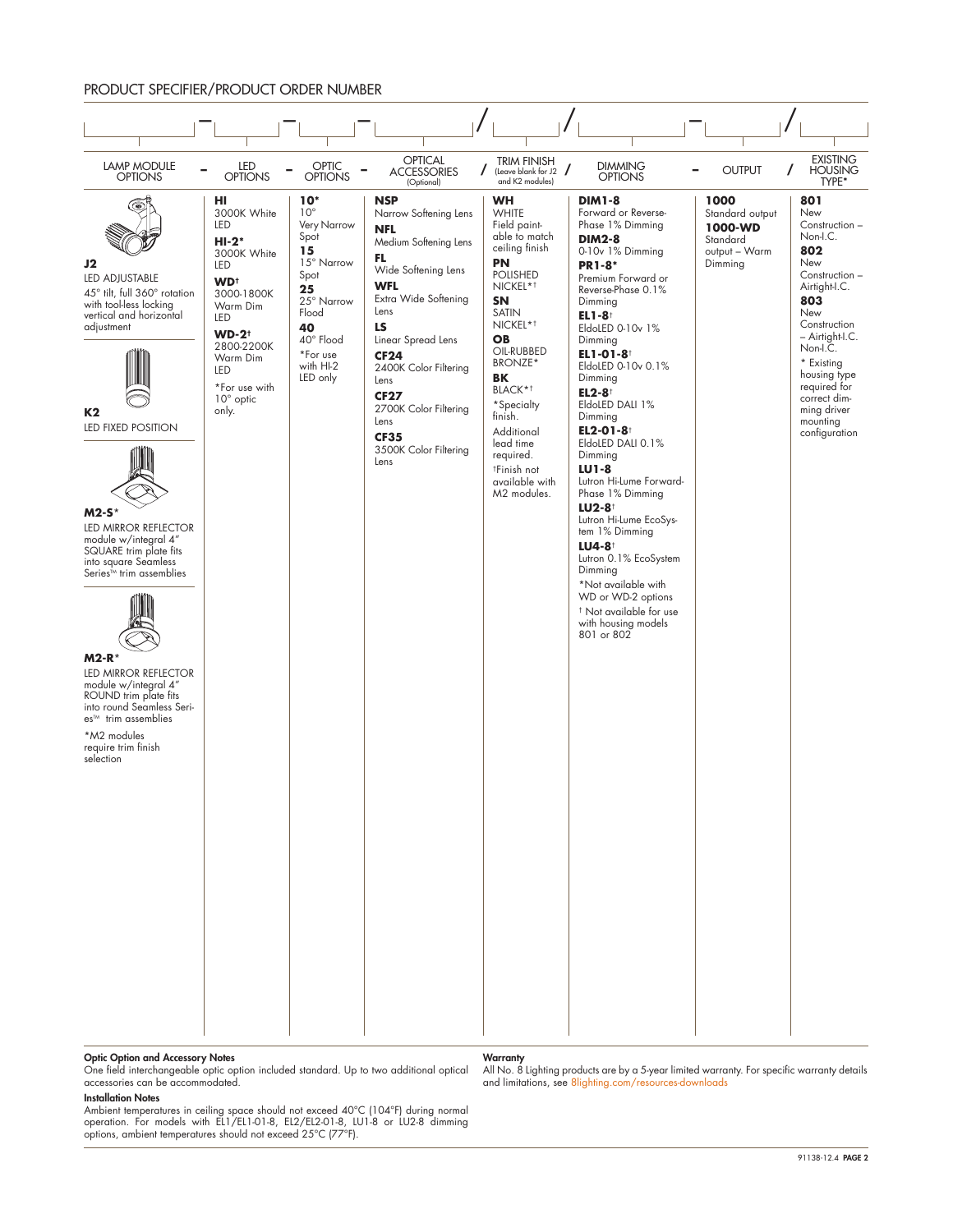## PRODUCT SPECIFIER/PRODUCT ORDER NUMBER

| LAMP MODULE OPTIONS | LED OPTIONS | OPTIC OPTIONS | OPTICAL ACCESSORIES (Optional) | TRIM FINISH (Leave blank for J2 and K2 modules) | DIMMING OPTIONS | OUTPUT | EXISTING HOUSING TYPE* |
|---|---|---|---|---|---|---|---|
| **J2** LED ADJUSTABLE 45° tilt, full 360° rotation with tool-less locking vertical and horizontal adjustment<br><br>**K2** LED FIXED POSITION<br><br>**M2-S*** LED MIRROR REFLECTOR module w/integral 4" SQUARE trim plate fits into square Seamless Series™ trim assemblies<br><br>**M2-R*** LED MIRROR REFLECTOR module w/integral 4" ROUND trim plate fits into round Seamless Series™ trim assemblies<br><br>*M2 modules require trim finish selection | **HI** 3000K White LED<br><br>**HI-2*** 3000K White LED<br><br>**WD†** 3000-1800K Warm Dim LED<br><br>**WD-2†** 2800-2200K Warm Dim LED<br><br>*For use with 10° optic only. | **10*** 10° Very Narrow Spot<br><br>**15** 15° Narrow Spot<br><br>**25** 25° Narrow Flood<br><br>**40** 40° Flood<br><br>*For use with HI-2 LED only | **NSP** Narrow Softening Lens<br><br>**NFL** Medium Softening Lens<br><br>**FL** Wide Softening Lens<br><br>**WFL** Extra Wide Softening Lens<br><br>**LS** Linear Spread Lens<br><br>**CF24** 2400K Color Filtering Lens<br><br>**CF27** 2700K Color Filtering Lens<br><br>**CF35** 3500K Color Filtering Lens | **WH** WHITE Field paintable to match ceiling finish<br><br>**PN** POLISHED NICKEL*†<br><br>**SN** SATIN NICKEL*†<br><br>**OB** OIL-RUBBED BRONZE*<br><br>**BK** BLACK*†<br><br>*Specialty finish. Additional lead time required.<br><br>†Finish not available with M2 modules. | **DIM1-8** Forward or Reverse-Phase 1% Dimming<br><br>**DIM2-8** 0-10v 1% Dimming<br><br>**PR1-8*** Premium Forward or Reverse-Phase 0.1% Dimming<br><br>**EL1-8†** EldoLED 0-10v 1% Dimming<br><br>**EL1-01-8†** EldoLED 0-10v 0.1% Dimming<br><br>**EL2-8†** EldoLED DALI 1% Dimming<br><br>**EL2-01-8†** EldoLED DALI 0.1% Dimming<br><br>**LU1-8** Lutron Hi-Lume Forward-Phase 1% Dimming<br><br>**LU2-8†** Lutron Hi-Lume EcoSystem 1% Dimming<br><br>**LU4-8†** Lutron 0.1% EcoSystem Dimming<br><br>*Not available with WD or WD-2 options<br><br>† Not available for use with housing models 801 or 802 | **1000** Standard output<br><br>**1000-WD** Standard output – Warm Dimming | **801** New Construction – Non-I.C.<br><br>**802** New Construction – Airtight-I.C.<br><br>**803** New Construction – Airtight-I.C. Non-I.C.<br><br>* Existing housing type required for correct dimming driver mounting configuration |

**Optic Option and Accessory Notes**
One field interchangeable optic option included standard. Up to two additional optical accessories can be accommodated.

**Installation Notes**
Ambient temperatures in ceiling space should not exceed 40°C (104°F) during normal operation. For models with EL1/EL1-01-8, EL2/EL2-01-8, LU1-8 or LU2-8 dimming options, ambient temperatures should not exceed 25°C (77°F).

**Warranty**
All No. 8 Lighting products are by a 5-year limited warranty. For specific warranty details and limitations, see 8lighting.com/resources-downloads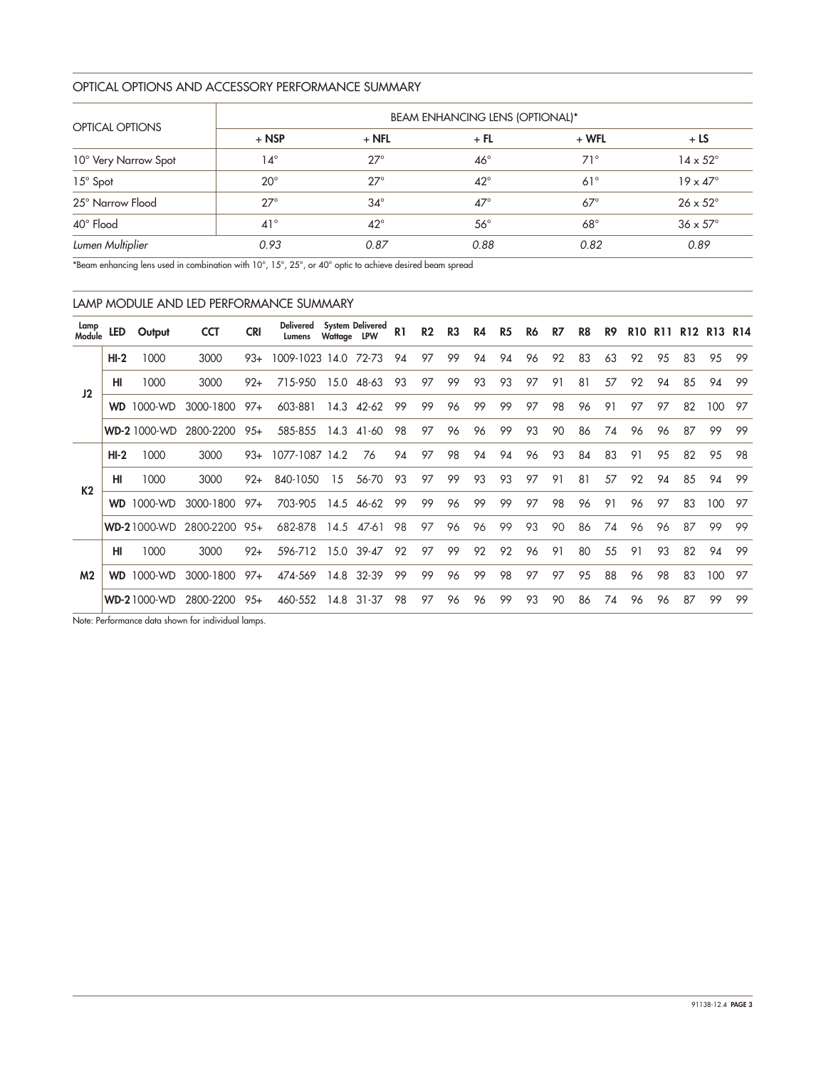## OPTICAL OPTIONS AND ACCESSORY PERFORMANCE SUMMARY

| OPTICAL OPTIONS | BEAM ENHANCING LENS (OPTIONAL)* | | | | |
|---|---|---|---|---|---|
| | + NSP | + NFL | + FL | + WFL | + LS |
| 10° Very Narrow Spot | 14° | 27° | 46° | 71° | 14 x 52° |
| 15° Spot | 20° | 27° | 42° | 61° | 19 x 47° |
| 25° Narrow Flood | 27° | 34° | 47° | 67° | 26 x 52° |
| 40° Flood | 41° | 42° | 56° | 68° | 36 x 57° |
| *Lumen Multiplier* | *0.93* | *0.87* | *0.88* | *0.82* | *0.89* |

*Beam enhancing lens used in combination with 10°, 15°, 25°, or 40° optic to achieve desired beam spread

## LAMP MODULE AND LED PERFORMANCE SUMMARY

| Lamp Module | LED | Output | CCT | CRI | Delivered Lumens | System Wattage | Delivered LPW | R1 | R2 | R3 | R4 | R5 | R6 | R7 | R8 | R9 | R10 | R11 | R12 | R13 | R14 |
|---|---|---|---|---|---|---|---|---|---|---|---|---|---|---|---|---|---|---|---|---|---|
| J2 | **HI-2** | 1000 | 3000 | 93+ | 1009-1023 | 14.0 | 72-73 | 94 | 97 | 99 | 94 | 94 | 96 | 92 | 83 | 63 | 92 | 95 | 83 | 95 | 99 |
| | **HI** | 1000 | 3000 | 92+ | 715-950 | 15.0 | 48-63 | 93 | 97 | 99 | 93 | 93 | 97 | 91 | 81 | 57 | 92 | 94 | 85 | 94 | 99 |
| | **WD** | 1000-WD | 3000-1800 | 97+ | 603-881 | 14.3 | 42-62 | 99 | 99 | 96 | 99 | 99 | 97 | 98 | 96 | 91 | 97 | 97 | 82 | 100 | 97 |
| | **WD-2** | 1000-WD | 2800-2200 | 95+ | 585-855 | 14.3 | 41-60 | 98 | 97 | 96 | 96 | 99 | 93 | 90 | 86 | 74 | 96 | 96 | 87 | 99 | 99 |
| K2 | **HI-2** | 1000 | 3000 | 93+ | 1077-1087 | 14.2 | 76 | 94 | 97 | 98 | 94 | 94 | 96 | 93 | 84 | 83 | 91 | 95 | 82 | 95 | 98 |
| | **HI** | 1000 | 3000 | 92+ | 840-1050 | 15 | 56-70 | 93 | 97 | 99 | 93 | 93 | 97 | 91 | 81 | 57 | 92 | 94 | 85 | 94 | 99 |
| | **WD** | 1000-WD | 3000-1800 | 97+ | 703-905 | 14.5 | 46-62 | 99 | 99 | 96 | 99 | 99 | 97 | 98 | 96 | 91 | 96 | 97 | 83 | 100 | 97 |
| | **WD-2** | 1000-WD | 2800-2200 | 95+ | 682-878 | 14.5 | 47-61 | 98 | 97 | 96 | 96 | 99 | 93 | 90 | 86 | 74 | 96 | 96 | 87 | 99 | 99 |
| M2 | **HI** | 1000 | 3000 | 92+ | 596-712 | 15.0 | 39-47 | 92 | 97 | 99 | 92 | 92 | 96 | 91 | 80 | 55 | 91 | 93 | 82 | 94 | 99 |
| | **WD** | 1000-WD | 3000-1800 | 97+ | 474-569 | 14.8 | 32-39 | 99 | 99 | 96 | 99 | 98 | 97 | 97 | 95 | 88 | 96 | 98 | 83 | 100 | 97 |
| | **WD-2** | 1000-WD | 2800-2200 | 95+ | 460-552 | 14.8 | 31-37 | 98 | 97 | 96 | 96 | 99 | 93 | 90 | 86 | 74 | 96 | 96 | 87 | 99 | 99 |

Note: Performance data shown for individual lamps.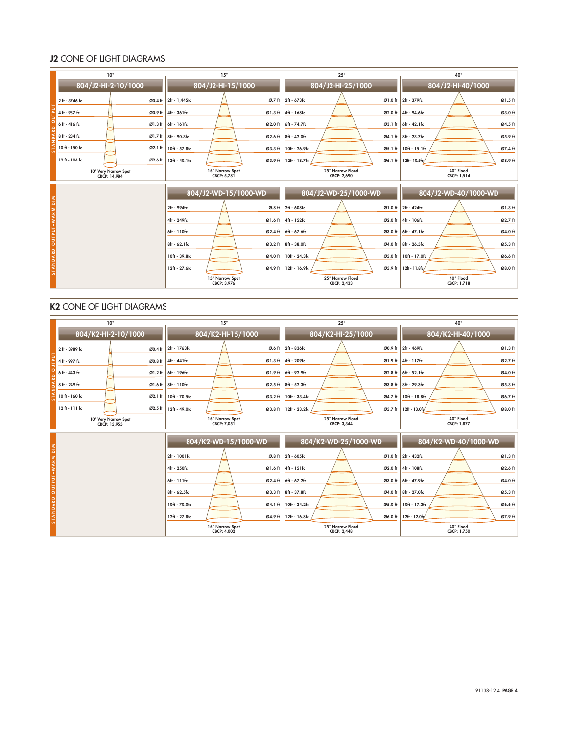## J2 CONE OF LIGHT DIAGRAMS

### STANDARD OUTPUT

| 10° | | 15° | | 25° | | 40° | |
|---|---|---|---|---|---|---|---|
| **804/J2-HI-2-10/1000** | | **804/J2-HI-15/1000** | | **804/J2-HI-25/1000** | | **804/J2-HI-40/1000** | |
| 2 ft - 3746 fc | Ø0.4 ft | 2ft - 1,445fc | Ø.7 ft | 2ft - 673fc | Ø1.0 ft | 2ft - 379fc | Ø1.5 ft |
| 4 ft - 937 fc | Ø0.9 ft | 4ft - 361fc | Ø1.3 ft | 4ft - 168fc | Ø2.0 ft | 4ft - 94.6fc | Ø3.0 ft |
| 6 ft - 416 fc | Ø1.3 ft | 6ft - 161fc | Ø2.0 ft | 6ft - 74.7fc | Ø3.1 ft | 6ft - 42.1fc | Ø4.5 ft |
| 8 ft - 234 fc | Ø1.7 ft | 8ft - 90.3fc | Ø2.6 ft | 8ft - 42.0fc | Ø4.1 ft | 8ft - 23.7fc | Ø5.9 ft |
| 10 ft - 150 fc | Ø2.1 ft | 10ft - 57.8fc | Ø3.3 ft | 10ft - 26.9fc | Ø5.1 ft | 10ft - 15.1fc | Ø7.4 ft |
| 12 ft - 104 fc | Ø2.6 ft | 12ft - 40.1fc | Ø3.9 ft | 12ft - 18.7fc | Ø6.1 ft | 12ft - 10.5fc | Ø8.9 ft |
| 10° Very Narrow Spot CBCP: 14,984 | | 15° Narrow Spot CBCP: 5,781 | | 25° Narrow Flood CBCP: 2,690 | | 40° Flood CBCP: 1,514 | |

### STANDARD OUTPUT-WARM DIM

| 15° | | 25° | | 40° | |
|---|---|---|---|---|---|
| **804/J2-WD-15/1000-WD** | | **804/J2-WD-25/1000-WD** | | **804/J2-WD-40/1000-WD** | |
| 2ft - 994fc | Ø.8 ft | 2ft - 608fc | Ø1.0 ft | 2ft - 424fc | Ø1.3 ft |
| 4ft - 249fc | Ø1.6 ft | 4ft - 152fc | Ø2.0 ft | 4ft - 106fc | Ø2.7 ft |
| 6ft - 110fc | Ø2.4 ft | 6ft - 67.6fc | Ø3.0 ft | 6ft - 47.1fc | Ø4.0 ft |
| 8ft - 62.1fc | Ø3.2 ft | 8ft - 38.0fc | Ø4.0 ft | 8ft - 26.5fc | Ø5.3 ft |
| 10ft - 39.8fc | Ø4.0 ft | 10ft - 24.3fc | Ø5.0 ft | 10ft - 17.0fc | Ø6.6 ft |
| 12ft - 27.6fc | Ø4.9 ft | 12ft - 16.9fc | Ø5.9 ft | 12ft - 11.8fc | Ø8.0 ft |
| 15° Narrow Spot CBCP: 3,976 | | 25° Narrow Flood CBCP: 2,433 | | 40° Flood CBCP: 1,718 | |

## K2 CONE OF LIGHT DIAGRAMS

### STANDARD OUTPUT

| 10° | | 15° | | 25° | | 40° | |
|---|---|---|---|---|---|---|---|
| **804/K2-HI-2-10/1000** | | **804/K2-HI-15/1000** | | **804/K2-HI-25/1000** | | **804/K2-HI-40/1000** | |
| 2 ft - 3989 fc | Ø0.4 ft | 2ft - 1763fc | Ø.6 ft | 2ft - 836fc | Ø0.9 ft | 2ft - 469fc | Ø1.3 ft |
| 4 ft - 997 fc | Ø0.8 ft | 4ft - 441fc | Ø1.3 ft | 4ft - 209fc | Ø1.9 ft | 4ft - 117fc | Ø2.7 ft |
| 6 ft - 443 fc | Ø1.2 ft | 6ft - 196fc | Ø1.9 ft | 6ft - 92.9fc | Ø2.8 ft | 6ft - 52.1fc | Ø4.0 ft |
| 8 ft - 249 fc | Ø1.6 ft | 8ft - 110fc | Ø2.5 ft | 8ft - 52.3fc | Ø3.8 ft | 8ft - 29.3fc | Ø5.3 ft |
| 10 ft - 160 fc | Ø2.1 ft | 10ft - 70.5fc | Ø3.2 ft | 10ft - 33.4fc | Ø4.7 ft | 10ft - 18.8fc | Ø6.7 ft |
| 12 ft - 111 fc | Ø2.5 ft | 12ft - 49.0fc | Ø3.8 ft | 12ft - 23.2fc | Ø5.7 ft | 12ft - 13.0fc | Ø8.0 ft |
| 10° Very Narrow Spot CBCP: 15,955 | | 15° Narrow Spot CBCP: 7,051 | | 25° Narrow Flood CBCP: 3,344 | | 40° Flood CBCP: 1,877 | |

### STANDARD OUTPUT-WARM DIM

| 15° | | 25° | | 40° | |
|---|---|---|---|---|---|
| **804/K2-WD-15/1000-WD** | | **804/K2-WD-25/1000-WD** | | **804/K2-WD-40/1000-WD** | |
| 2ft - 1001fc | Ø.8 ft | 2ft - 605fc | Ø1.0 ft | 2ft - 432fc | Ø1.3 ft |
| 4ft - 250fc | Ø1.6 ft | 4ft - 151fc | Ø2.0 ft | 4ft - 108fc | Ø2.6 ft |
| 6ft - 111fc | Ø2.4 ft | 6ft - 67.2fc | Ø3.0 ft | 6ft - 47.9fc | Ø4.0 ft |
| 8ft - 62.5fc | Ø3.3 ft | 8ft - 37.8fc | Ø4.0 ft | 8ft - 27.0fc | Ø5.3 ft |
| 10ft - 70.0fc | Ø4.1 ft | 10ft - 24.2fc | Ø5.0 ft | 10ft - 17.3fc | Ø6.6 ft |
| 12ft - 27.8fc | Ø4.9 ft | 12ft - 16.8fc | Ø6.0 ft | 12ft - 12.0fc | Ø7.9 ft |
| 15° Narrow Spot CBCP: 4,002 | | 25° Narrow Flood CBCP: 2,448 | | 40° Flood CBCP: 1,750 | |

91138-12.4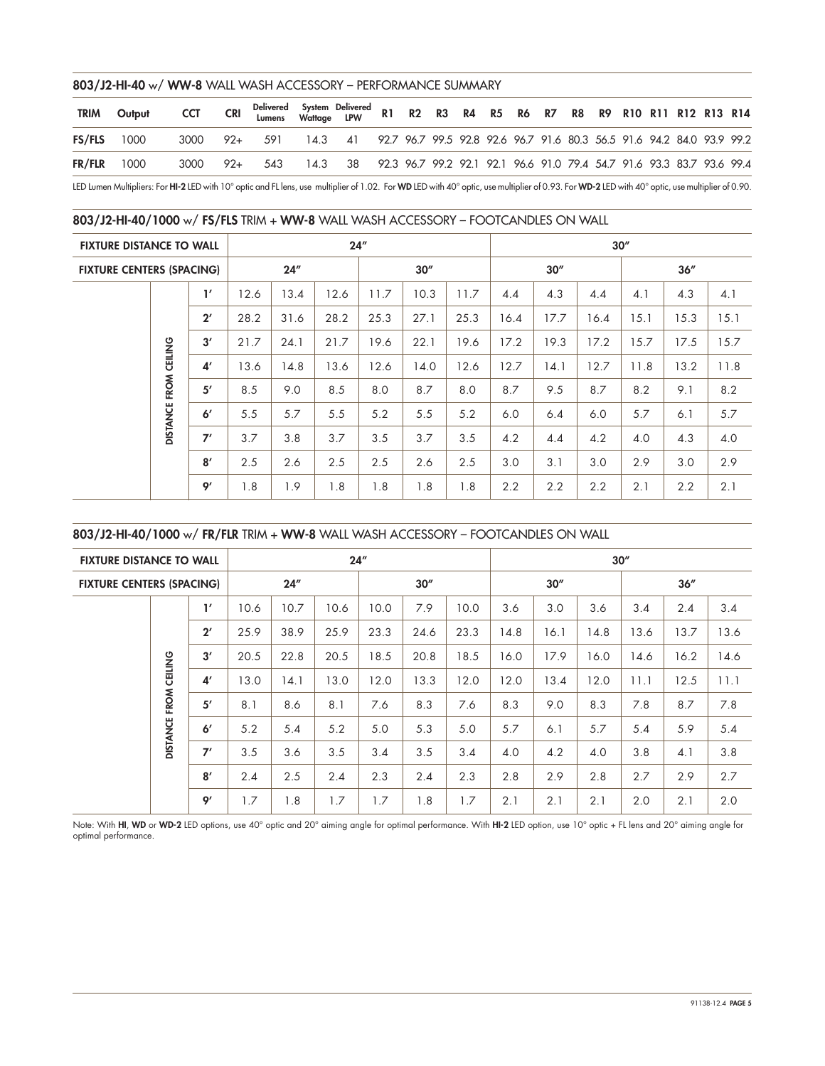## 803/J2-HI-40 w/ WW-8 WALL WASH ACCESSORY – PERFORMANCE SUMMARY

| TRIM | Output | CCT | CRI | Delivered Lumens | System Wattage | Delivered LPW | R1 | R2 | R3 | R4 | R5 | R6 | R7 | R8 | R9 | R10 | R11 | R12 | R13 | R14 |
|---|---|---|---|---|---|---|---|---|---|---|---|---|---|---|---|---|---|---|---|---|
| **FS/FLS** | 1000 | 3000 | 92+ | 591 | 14.3 | 41 | 92.7 | 96.7 | 99.5 | 92.8 | 92.6 | 96.7 | 91.6 | 80.3 | 56.5 | 91.6 | 94.2 | 84.0 | 93.9 | 99.2 |
| **FR/FLR** | 1000 | 3000 | 92+ | 543 | 14.3 | 38 | 92.3 | 96.7 | 99.2 | 92.1 | 92.1 | 96.6 | 91.0 | 79.4 | 54.7 | 91.6 | 93.3 | 83.7 | 93.6 | 99.4 |

LED Lumen Multipliers: For **HI-2** LED with 10° optic and FL lens, use multiplier of 1.02. For **WD** LED with 40° optic, use multiplier of 0.93. For **WD-2** LED with 40° optic, use multiplier of 0.90.

## 803/J2-HI-40/1000 w/ FS/FLS TRIM + WW-8 WALL WASH ACCESSORY – FOOTCANDLES ON WALL

| FIXTURE DISTANCE TO WALL | | 24″ | | | | | | 30″ | | | | | |
|---|---|---|---|---|---|---|---|---|---|---|---|---|---|
| **FIXTURE CENTERS (SPACING)** | | 24″ | | | 30″ | | | 30″ | | | 36″ | | |
| DISTANCE FROM CEILING | 1′ | 12.6 | 13.4 | 12.6 | 11.7 | 10.3 | 11.7 | 4.4 | 4.3 | 4.4 | 4.1 | 4.3 | 4.1 |
| | 2′ | 28.2 | 31.6 | 28.2 | 25.3 | 27.1 | 25.3 | 16.4 | 17.7 | 16.4 | 15.1 | 15.3 | 15.1 |
| | 3′ | 21.7 | 24.1 | 21.7 | 19.6 | 22.1 | 19.6 | 17.2 | 19.3 | 17.2 | 15.7 | 17.5 | 15.7 |
| | 4′ | 13.6 | 14.8 | 13.6 | 12.6 | 14.0 | 12.6 | 12.7 | 14.1 | 12.7 | 11.8 | 13.2 | 11.8 |
| | 5′ | 8.5 | 9.0 | 8.5 | 8.0 | 8.7 | 8.0 | 8.7 | 9.5 | 8.7 | 8.2 | 9.1 | 8.2 |
| | 6′ | 5.5 | 5.7 | 5.5 | 5.2 | 5.5 | 5.2 | 6.0 | 6.4 | 6.0 | 5.7 | 6.1 | 5.7 |
| | 7′ | 3.7 | 3.8 | 3.7 | 3.5 | 3.7 | 3.5 | 4.2 | 4.4 | 4.2 | 4.0 | 4.3 | 4.0 |
| | 8′ | 2.5 | 2.6 | 2.5 | 2.5 | 2.6 | 2.5 | 3.0 | 3.1 | 3.0 | 2.9 | 3.0 | 2.9 |
| | 9′ | 1.8 | 1.9 | 1.8 | 1.8 | 1.8 | 1.8 | 2.2 | 2.2 | 2.2 | 2.1 | 2.2 | 2.1 |

## 803/J2-HI-40/1000 w/ FR/FLR TRIM + WW-8 WALL WASH ACCESSORY – FOOTCANDLES ON WALL

| FIXTURE DISTANCE TO WALL | | 24″ | | | | | | 30″ | | | | | |
|---|---|---|---|---|---|---|---|---|---|---|---|---|---|
| **FIXTURE CENTERS (SPACING)** | | 24″ | | | 30″ | | | 30″ | | | 36″ | | |
| DISTANCE FROM CEILING | 1′ | 10.6 | 10.7 | 10.6 | 10.0 | 7.9 | 10.0 | 3.6 | 3.0 | 3.6 | 3.4 | 2.4 | 3.4 |
| | 2′ | 25.9 | 38.9 | 25.9 | 23.3 | 24.6 | 23.3 | 14.8 | 16.1 | 14.8 | 13.6 | 13.7 | 13.6 |
| | 3′ | 20.5 | 22.8 | 20.5 | 18.5 | 20.8 | 18.5 | 16.0 | 17.9 | 16.0 | 14.6 | 16.2 | 14.6 |
| | 4′ | 13.0 | 14.1 | 13.0 | 12.0 | 13.3 | 12.0 | 12.0 | 13.4 | 12.0 | 11.1 | 12.5 | 11.1 |
| | 5′ | 8.1 | 8.6 | 8.1 | 7.6 | 8.3 | 7.6 | 8.3 | 9.0 | 8.3 | 7.8 | 8.7 | 7.8 |
| | 6′ | 5.2 | 5.4 | 5.2 | 5.0 | 5.3 | 5.0 | 5.7 | 6.1 | 5.7 | 5.4 | 5.9 | 5.4 |
| | 7′ | 3.5 | 3.6 | 3.5 | 3.4 | 3.5 | 3.4 | 4.0 | 4.2 | 4.0 | 3.8 | 4.1 | 3.8 |
| | 8′ | 2.4 | 2.5 | 2.4 | 2.3 | 2.4 | 2.3 | 2.8 | 2.9 | 2.8 | 2.7 | 2.9 | 2.7 |
| | 9′ | 1.7 | 1.8 | 1.7 | 1.7 | 1.8 | 1.7 | 2.1 | 2.1 | 2.1 | 2.0 | 2.1 | 2.0 |

Note: With **HI**, **WD** or **WD-2** LED options, use 40° optic and 20° aiming angle for optimal performance. With **HI-2** LED option, use 10° optic + FL lens and 20° aiming angle for optimal performance.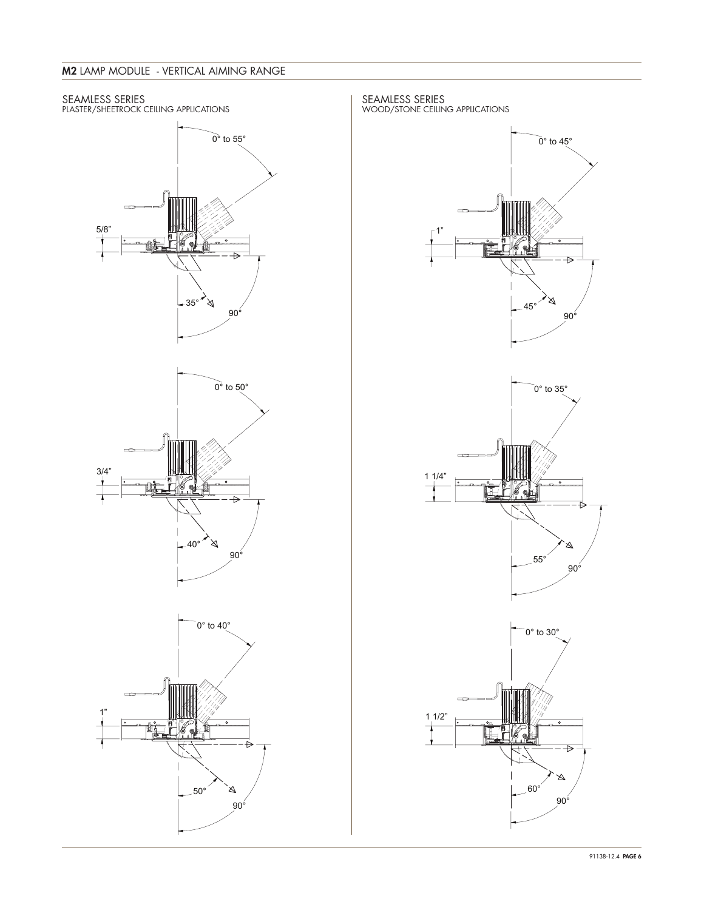## **M2** LAMP MODULE - VERTICAL AIMING RANGE

### SEAMLESS SERIES
PLASTER/SHEETROCK CEILING APPLICATIONS

0° to 55°

5/8"

35°

90°

0° to 50°

3/4"

40°

90°

0° to 40°

1"

50°

90°

### SEAMLESS SERIES
WOOD/STONE CEILING APPLICATIONS

0° to 45°

1"

45°

90°

0° to 35°

1 1/4"

55°

90°

0° to 30°

1 1/2"

60°

90°

91138-12.4